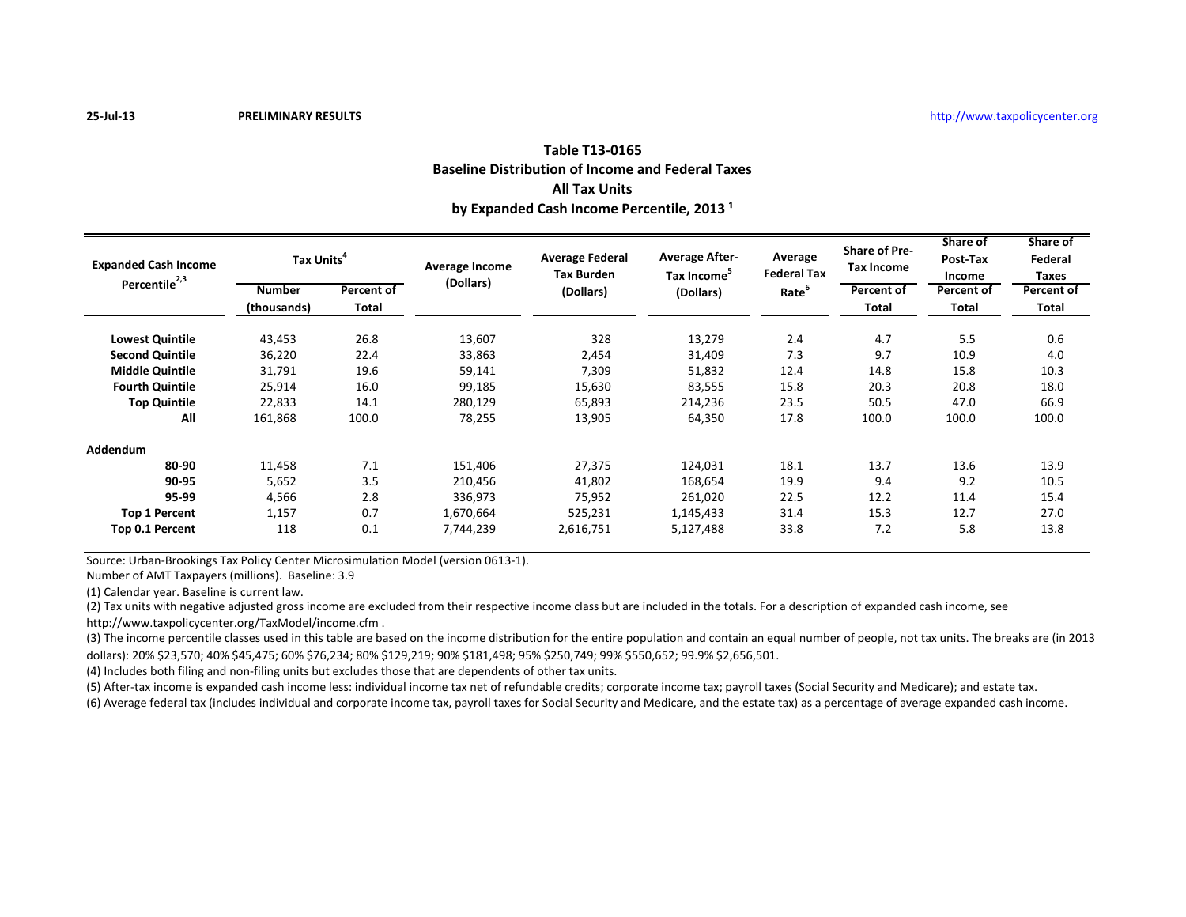25-Jul-13 **PRELIMINARY RESULTS** http://www.taxpolicycenter.org

## Table T13-0165
## Baseline Distribution of Income and Federal Taxes
## All Tax Units
## by Expanded Cash Income Percentile, 2013 [1]

| Expanded Cash Income Percentile[2,3] | Tax Units[4] | | Average Income (Dollars) | Average Federal Tax Burden (Dollars) | Average After-Tax Income[5] (Dollars) | Average Federal Tax Rate[6] | Share of Pre-Tax Income | Share of Post-Tax Income | Share of Federal Taxes |
|---|---|---|---|---|---|---|---|---|---|
| | Number (thousands) | Percent of Total | | | | | Percent of Total | Percent of Total | Percent of Total |
| **Lowest Quintile** | 43,453 | 26.8 | 13,607 | 328 | 13,279 | 2.4 | 4.7 | 5.5 | 0.6 |
| **Second Quintile** | 36,220 | 22.4 | 33,863 | 2,454 | 31,409 | 7.3 | 9.7 | 10.9 | 4.0 |
| **Middle Quintile** | 31,791 | 19.6 | 59,141 | 7,309 | 51,832 | 12.4 | 14.8 | 15.8 | 10.3 |
| **Fourth Quintile** | 25,914 | 16.0 | 99,185 | 15,630 | 83,555 | 15.8 | 20.3 | 20.8 | 18.0 |
| **Top Quintile** | 22,833 | 14.1 | 280,129 | 65,893 | 214,236 | 23.5 | 50.5 | 47.0 | 66.9 |
| **All** | 161,868 | 100.0 | 78,255 | 13,905 | 64,350 | 17.8 | 100.0 | 100.0 | 100.0 |
| **Addendum** | | | | | | | | | |
| **80-90** | 11,458 | 7.1 | 151,406 | 27,375 | 124,031 | 18.1 | 13.7 | 13.6 | 13.9 |
| **90-95** | 5,652 | 3.5 | 210,456 | 41,802 | 168,654 | 19.9 | 9.4 | 9.2 | 10.5 |
| **95-99** | 4,566 | 2.8 | 336,973 | 75,952 | 261,020 | 22.5 | 12.2 | 11.4 | 15.4 |
| **Top 1 Percent** | 1,157 | 0.7 | 1,670,664 | 525,231 | 1,145,433 | 31.4 | 15.3 | 12.7 | 27.0 |
| **Top 0.1 Percent** | 118 | 0.1 | 7,744,239 | 2,616,751 | 5,127,488 | 33.8 | 7.2 | 5.8 | 13.8 |

Source: Urban-Brookings Tax Policy Center Microsimulation Model (version 0613-1).

Number of AMT Taxpayers (millions). Baseline: 3.9

(1) Calendar year. Baseline is current law.

(2) Tax units with negative adjusted gross income are excluded from their respective income class but are included in the totals. For a description of expanded cash income, see http://www.taxpolicycenter.org/TaxModel/income.cfm .

(3) The income percentile classes used in this table are based on the income distribution for the entire population and contain an equal number of people, not tax units. The breaks are (in 2013 dollars): 20% $23,570; 40% $45,475; 60% $76,234; 80% $129,219; 90% $181,498; 95% $250,749; 99% $550,652; 99.9% $2,656,501.

(4) Includes both filing and non-filing units but excludes those that are dependents of other tax units.

(5) After-tax income is expanded cash income less: individual income tax net of refundable credits; corporate income tax; payroll taxes (Social Security and Medicare); and estate tax.

(6) Average federal tax (includes individual and corporate income tax, payroll taxes for Social Security and Medicare, and the estate tax) as a percentage of average expanded cash income.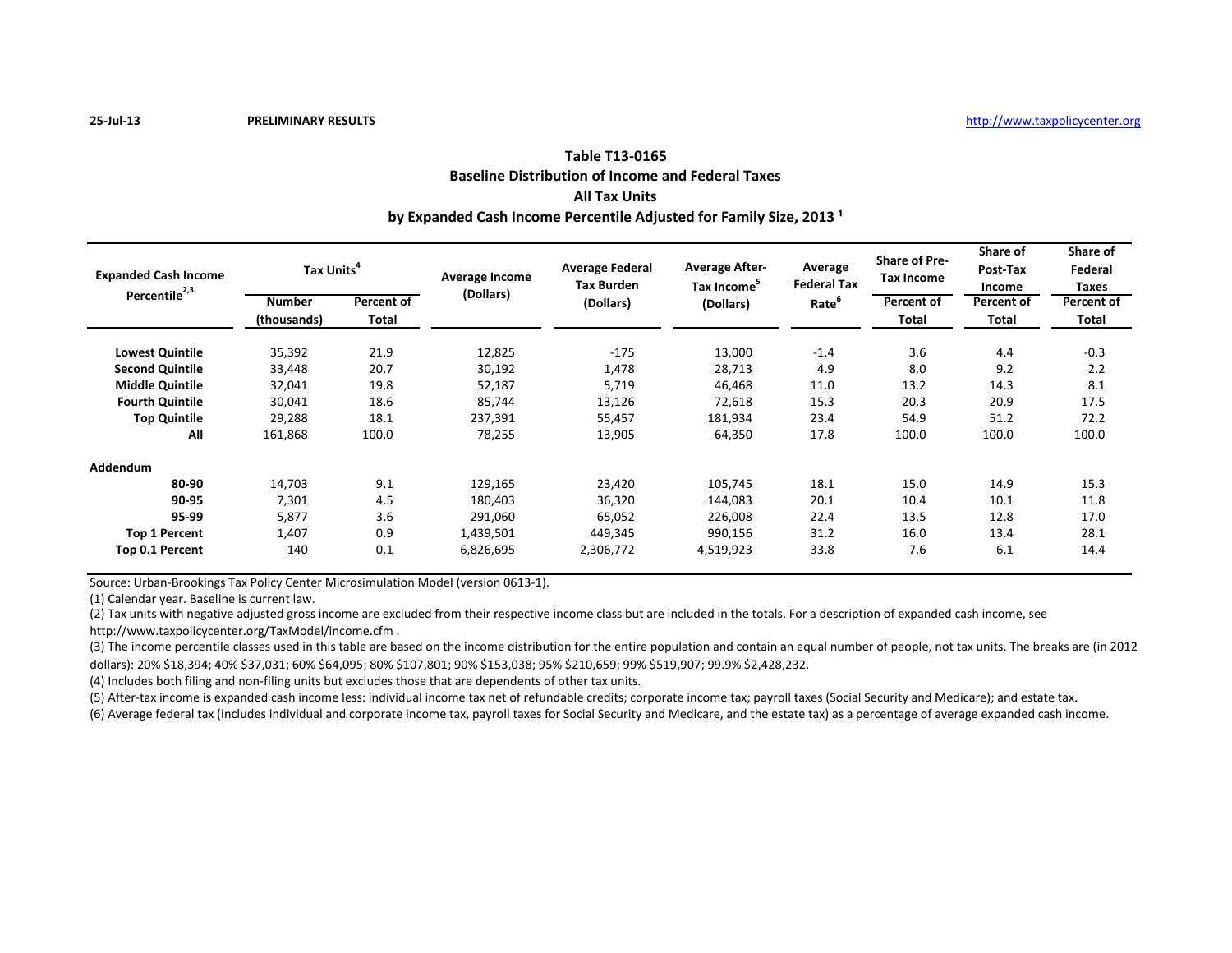25-Jul-13 **PRELIMINARY RESULTS** http://www.taxpolicycenter.org

## Table T13-0165
## Baseline Distribution of Income and Federal Taxes
## All Tax Units
## by Expanded Cash Income Percentile Adjusted for Family Size, 2013 [1]

| Expanded Cash Income Percentile[2,3] | Tax Units[4] | | Average Income (Dollars) | Average Federal Tax Burden (Dollars) | Average After-Tax Income[5] (Dollars) | Average Federal Tax Rate[6] | Share of Pre-Tax Income | Share of Post-Tax Income | Share of Federal Taxes |
|---|---|---|---|---|---|---|---|---|---|
| | Number (thousands) | Percent of Total | | | | | Percent of Total | Percent of Total | Percent of Total |
| **Lowest Quintile** | 35,392 | 21.9 | 12,825 | -175 | 13,000 | -1.4 | 3.6 | 4.4 | -0.3 |
| **Second Quintile** | 33,448 | 20.7 | 30,192 | 1,478 | 28,713 | 4.9 | 8.0 | 9.2 | 2.2 |
| **Middle Quintile** | 32,041 | 19.8 | 52,187 | 5,719 | 46,468 | 11.0 | 13.2 | 14.3 | 8.1 |
| **Fourth Quintile** | 30,041 | 18.6 | 85,744 | 13,126 | 72,618 | 15.3 | 20.3 | 20.9 | 17.5 |
| **Top Quintile** | 29,288 | 18.1 | 237,391 | 55,457 | 181,934 | 23.4 | 54.9 | 51.2 | 72.2 |
| **All** | 161,868 | 100.0 | 78,255 | 13,905 | 64,350 | 17.8 | 100.0 | 100.0 | 100.0 |
| **Addendum** | | | | | | | | | |
| **80-90** | 14,703 | 9.1 | 129,165 | 23,420 | 105,745 | 18.1 | 15.0 | 14.9 | 15.3 |
| **90-95** | 7,301 | 4.5 | 180,403 | 36,320 | 144,083 | 20.1 | 10.4 | 10.1 | 11.8 |
| **95-99** | 5,877 | 3.6 | 291,060 | 65,052 | 226,008 | 22.4 | 13.5 | 12.8 | 17.0 |
| **Top 1 Percent** | 1,407 | 0.9 | 1,439,501 | 449,345 | 990,156 | 31.2 | 16.0 | 13.4 | 28.1 |
| **Top 0.1 Percent** | 140 | 0.1 | 6,826,695 | 2,306,772 | 4,519,923 | 33.8 | 7.6 | 6.1 | 14.4 |

Source: Urban-Brookings Tax Policy Center Microsimulation Model (version 0613-1).

(1) Calendar year. Baseline is current law.

(2) Tax units with negative adjusted gross income are excluded from their respective income class but are included in the totals. For a description of expanded cash income, see http://www.taxpolicycenter.org/TaxModel/income.cfm .

(3) The income percentile classes used in this table are based on the income distribution for the entire population and contain an equal number of people, not tax units. The breaks are (in 2012 dollars): 20% $18,394; 40% $37,031; 60% $64,095; 80% $107,801; 90% $153,038; 95% $210,659; 99% $519,907; 99.9% $2,428,232.

(4) Includes both filing and non-filing units but excludes those that are dependents of other tax units.

(5) After-tax income is expanded cash income less: individual income tax net of refundable credits; corporate income tax; payroll taxes (Social Security and Medicare); and estate tax.

(6) Average federal tax (includes individual and corporate income tax, payroll taxes for Social Security and Medicare, and the estate tax) as a percentage of average expanded cash income.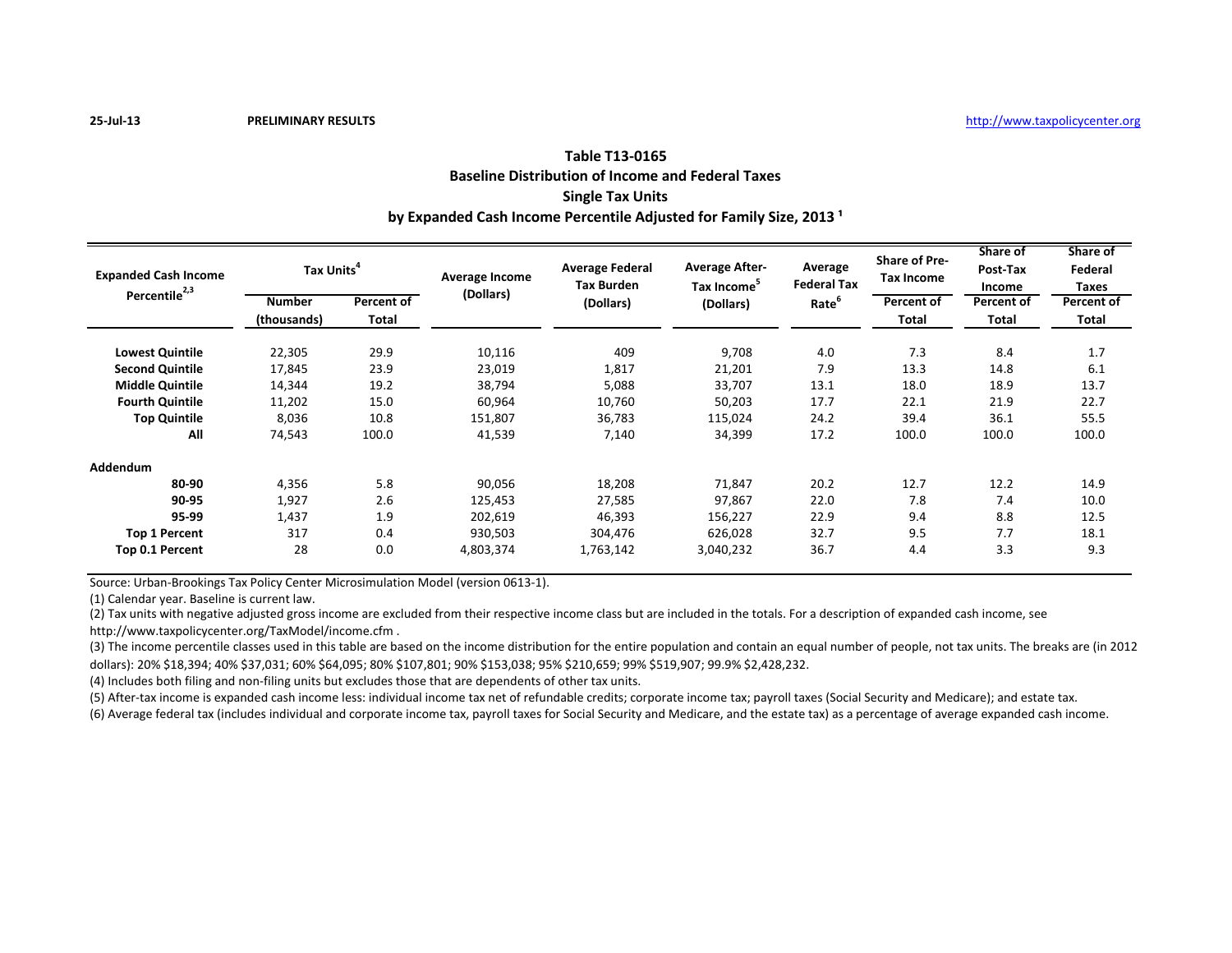25-Jul-13 **PRELIMINARY RESULTS** http://www.taxpolicycenter.org

## Table T13-0165
## Baseline Distribution of Income and Federal Taxes
## Single Tax Units
## by Expanded Cash Income Percentile Adjusted for Family Size, 2013 [1]

| Expanded Cash Income Percentile[2,3] | Tax Units[4] | | Average Income (Dollars) | Average Federal Tax Burden (Dollars) | Average After-Tax Income[5] (Dollars) | Average Federal Tax Rate[6] | Share of Pre-Tax Income | Share of Post-Tax Income | Share of Federal Taxes |
|---|---|---|---|---|---|---|---|---|---|
| | Number (thousands) | Percent of Total | | | | | Percent of Total | Percent of Total | Percent of Total |
| **Lowest Quintile** | 22,305 | 29.9 | 10,116 | 409 | 9,708 | 4.0 | 7.3 | 8.4 | 1.7 |
| **Second Quintile** | 17,845 | 23.9 | 23,019 | 1,817 | 21,201 | 7.9 | 13.3 | 14.8 | 6.1 |
| **Middle Quintile** | 14,344 | 19.2 | 38,794 | 5,088 | 33,707 | 13.1 | 18.0 | 18.9 | 13.7 |
| **Fourth Quintile** | 11,202 | 15.0 | 60,964 | 10,760 | 50,203 | 17.7 | 22.1 | 21.9 | 22.7 |
| **Top Quintile** | 8,036 | 10.8 | 151,807 | 36,783 | 115,024 | 24.2 | 39.4 | 36.1 | 55.5 |
| **All** | 74,543 | 100.0 | 41,539 | 7,140 | 34,399 | 17.2 | 100.0 | 100.0 | 100.0 |
| **Addendum** | | | | | | | | | |
| **80-90** | 4,356 | 5.8 | 90,056 | 18,208 | 71,847 | 20.2 | 12.7 | 12.2 | 14.9 |
| **90-95** | 1,927 | 2.6 | 125,453 | 27,585 | 97,867 | 22.0 | 7.8 | 7.4 | 10.0 |
| **95-99** | 1,437 | 1.9 | 202,619 | 46,393 | 156,227 | 22.9 | 9.4 | 8.8 | 12.5 |
| **Top 1 Percent** | 317 | 0.4 | 930,503 | 304,476 | 626,028 | 32.7 | 9.5 | 7.7 | 18.1 |
| **Top 0.1 Percent** | 28 | 0.0 | 4,803,374 | 1,763,142 | 3,040,232 | 36.7 | 4.4 | 3.3 | 9.3 |

Source: Urban-Brookings Tax Policy Center Microsimulation Model (version 0613-1).

(1) Calendar year. Baseline is current law.

(2) Tax units with negative adjusted gross income are excluded from their respective income class but are included in the totals. For a description of expanded cash income, see http://www.taxpolicycenter.org/TaxModel/income.cfm .

(3) The income percentile classes used in this table are based on the income distribution for the entire population and contain an equal number of people, not tax units. The breaks are (in 2012 dollars): 20% $18,394; 40% $37,031; 60% $64,095; 80% $107,801; 90% $153,038; 95% $210,659; 99% $519,907; 99.9% $2,428,232.

(4) Includes both filing and non-filing units but excludes those that are dependents of other tax units.

(5) After-tax income is expanded cash income less: individual income tax net of refundable credits; corporate income tax; payroll taxes (Social Security and Medicare); and estate tax.

(6) Average federal tax (includes individual and corporate income tax, payroll taxes for Social Security and Medicare, and the estate tax) as a percentage of average expanded cash income.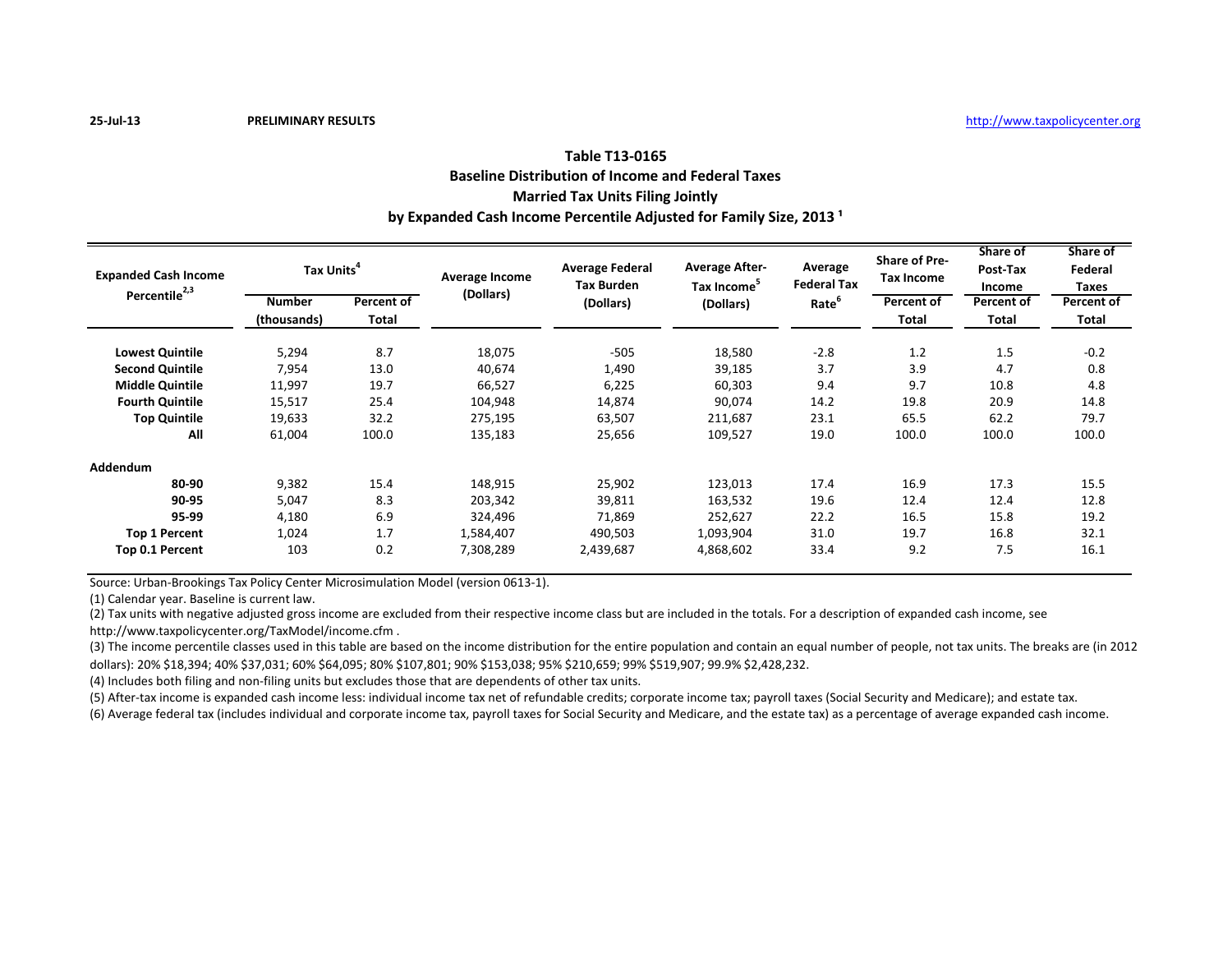25-Jul-13 **PRELIMINARY RESULTS** http://www.taxpolicycenter.org

## Table T13-0165
## Baseline Distribution of Income and Federal Taxes
## Married Tax Units Filing Jointly
## by Expanded Cash Income Percentile Adjusted for Family Size, 2013 [1]

| Expanded Cash Income Percentile[2,3] | Tax Units[4] | | Average Income (Dollars) | Average Federal Tax Burden (Dollars) | Average After-Tax Income[5] (Dollars) | Average Federal Tax Rate[6] | Share of Pre-Tax Income | Share of Post-Tax Income | Share of Federal Taxes |
|---|---|---|---|---|---|---|---|---|---|
| | Number (thousands) | Percent of Total | | | | | Percent of Total | Percent of Total | Percent of Total |
| **Lowest Quintile** | 5,294 | 8.7 | 18,075 | -505 | 18,580 | -2.8 | 1.2 | 1.5 | -0.2 |
| **Second Quintile** | 7,954 | 13.0 | 40,674 | 1,490 | 39,185 | 3.7 | 3.9 | 4.7 | 0.8 |
| **Middle Quintile** | 11,997 | 19.7 | 66,527 | 6,225 | 60,303 | 9.4 | 9.7 | 10.8 | 4.8 |
| **Fourth Quintile** | 15,517 | 25.4 | 104,948 | 14,874 | 90,074 | 14.2 | 19.8 | 20.9 | 14.8 |
| **Top Quintile** | 19,633 | 32.2 | 275,195 | 63,507 | 211,687 | 23.1 | 65.5 | 62.2 | 79.7 |
| **All** | 61,004 | 100.0 | 135,183 | 25,656 | 109,527 | 19.0 | 100.0 | 100.0 | 100.0 |
| **Addendum** | | | | | | | | | |
| **80-90** | 9,382 | 15.4 | 148,915 | 25,902 | 123,013 | 17.4 | 16.9 | 17.3 | 15.5 |
| **90-95** | 5,047 | 8.3 | 203,342 | 39,811 | 163,532 | 19.6 | 12.4 | 12.4 | 12.8 |
| **95-99** | 4,180 | 6.9 | 324,496 | 71,869 | 252,627 | 22.2 | 16.5 | 15.8 | 19.2 |
| **Top 1 Percent** | 1,024 | 1.7 | 1,584,407 | 490,503 | 1,093,904 | 31.0 | 19.7 | 16.8 | 32.1 |
| **Top 0.1 Percent** | 103 | 0.2 | 7,308,289 | 2,439,687 | 4,868,602 | 33.4 | 9.2 | 7.5 | 16.1 |

Source: Urban-Brookings Tax Policy Center Microsimulation Model (version 0613-1).

(1) Calendar year. Baseline is current law.

(2) Tax units with negative adjusted gross income are excluded from their respective income class but are included in the totals. For a description of expanded cash income, see http://www.taxpolicycenter.org/TaxModel/income.cfm .

(3) The income percentile classes used in this table are based on the income distribution for the entire population and contain an equal number of people, not tax units. The breaks are (in 2012 dollars): 20% $18,394; 40% $37,031; 60% $64,095; 80% $107,801; 90% $153,038; 95% $210,659; 99% $519,907; 99.9% $2,428,232.

(4) Includes both filing and non-filing units but excludes those that are dependents of other tax units.

(5) After-tax income is expanded cash income less: individual income tax net of refundable credits; corporate income tax; payroll taxes (Social Security and Medicare); and estate tax.

(6) Average federal tax (includes individual and corporate income tax, payroll taxes for Social Security and Medicare, and the estate tax) as a percentage of average expanded cash income.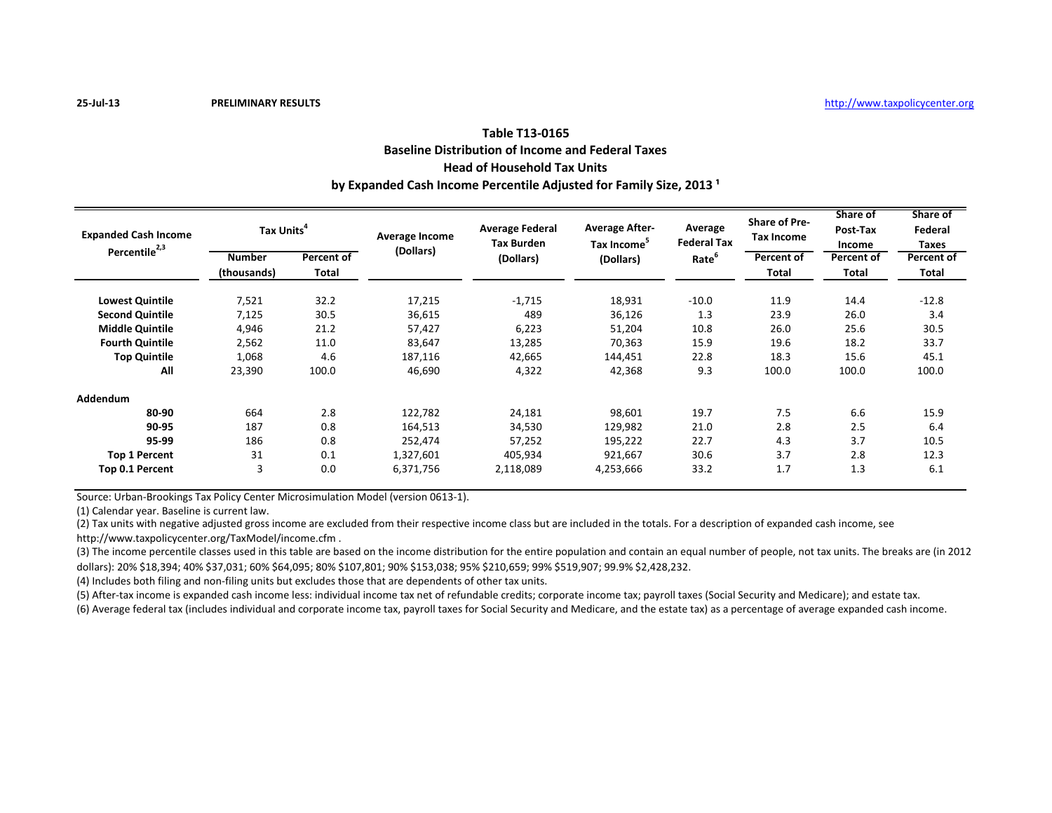25-Jul-13 **PRELIMINARY RESULTS** http://www.taxpolicycenter.org

## Table T13-0165
## Baseline Distribution of Income and Federal Taxes
## Head of Household Tax Units
## by Expanded Cash Income Percentile Adjusted for Family Size, 2013 [1]

| Expanded Cash Income Percentile[2,3] | Tax Units[4] | | Average Income (Dollars) | Average Federal Tax Burden (Dollars) | Average After-Tax Income[5] (Dollars) | Average Federal Tax Rate[6] | Share of Pre-Tax Income | Share of Post-Tax Income | Share of Federal Taxes |
|---|---|---|---|---|---|---|---|---|---|
| | Number (thousands) | Percent of Total | | | | | Percent of Total | Percent of Total | Percent of Total |
| **Lowest Quintile** | 7,521 | 32.2 | 17,215 | -1,715 | 18,931 | -10.0 | 11.9 | 14.4 | -12.8 |
| **Second Quintile** | 7,125 | 30.5 | 36,615 | 489 | 36,126 | 1.3 | 23.9 | 26.0 | 3.4 |
| **Middle Quintile** | 4,946 | 21.2 | 57,427 | 6,223 | 51,204 | 10.8 | 26.0 | 25.6 | 30.5 |
| **Fourth Quintile** | 2,562 | 11.0 | 83,647 | 13,285 | 70,363 | 15.9 | 19.6 | 18.2 | 33.7 |
| **Top Quintile** | 1,068 | 4.6 | 187,116 | 42,665 | 144,451 | 22.8 | 18.3 | 15.6 | 45.1 |
| **All** | 23,390 | 100.0 | 46,690 | 4,322 | 42,368 | 9.3 | 100.0 | 100.0 | 100.0 |
| **Addendum** | | | | | | | | | |
| **80-90** | 664 | 2.8 | 122,782 | 24,181 | 98,601 | 19.7 | 7.5 | 6.6 | 15.9 |
| **90-95** | 187 | 0.8 | 164,513 | 34,530 | 129,982 | 21.0 | 2.8 | 2.5 | 6.4 |
| **95-99** | 186 | 0.8 | 252,474 | 57,252 | 195,222 | 22.7 | 4.3 | 3.7 | 10.5 |
| **Top 1 Percent** | 31 | 0.1 | 1,327,601 | 405,934 | 921,667 | 30.6 | 3.7 | 2.8 | 12.3 |
| **Top 0.1 Percent** | 3 | 0.0 | 6,371,756 | 2,118,089 | 4,253,666 | 33.2 | 1.7 | 1.3 | 6.1 |

Source: Urban-Brookings Tax Policy Center Microsimulation Model (version 0613-1).

(1) Calendar year. Baseline is current law.

(2) Tax units with negative adjusted gross income are excluded from their respective income class but are included in the totals. For a description of expanded cash income, see http://www.taxpolicycenter.org/TaxModel/income.cfm .

(3) The income percentile classes used in this table are based on the income distribution for the entire population and contain an equal number of people, not tax units. The breaks are (in 2012 dollars): 20% $18,394; 40% $37,031; 60% $64,095; 80% $107,801; 90% $153,038; 95% $210,659; 99% $519,907; 99.9% $2,428,232.

(4) Includes both filing and non-filing units but excludes those that are dependents of other tax units.

(5) After-tax income is expanded cash income less: individual income tax net of refundable credits; corporate income tax; payroll taxes (Social Security and Medicare); and estate tax.

(6) Average federal tax (includes individual and corporate income tax, payroll taxes for Social Security and Medicare, and the estate tax) as a percentage of average expanded cash income.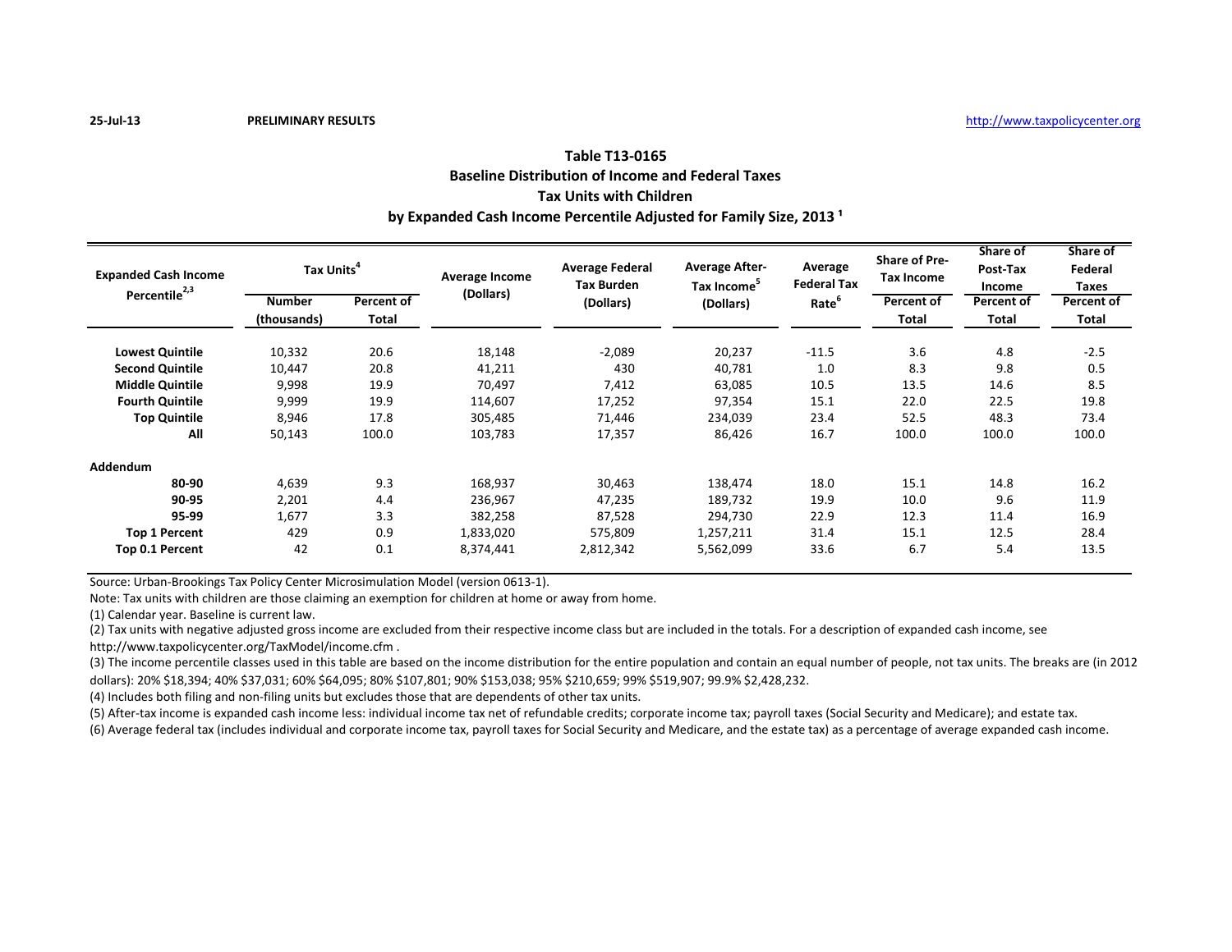25-Jul-13 **PRELIMINARY RESULTS** http://www.taxpolicycenter.org

## Table T13-0165
## Baseline Distribution of Income and Federal Taxes
## Tax Units with Children
## by Expanded Cash Income Percentile Adjusted for Family Size, 2013 [1]

| Expanded Cash Income Percentile[2,3] | Tax Units[4] | | Average Income (Dollars) | Average Federal Tax Burden (Dollars) | Average After-Tax Income[5] (Dollars) | Average Federal Tax Rate[6] | Share of Pre-Tax Income | Share of Post-Tax Income | Share of Federal Taxes |
|---|---|---|---|---|---|---|---|---|---|
| | Number (thousands) | Percent of Total | | | | | Percent of Total | Percent of Total | Percent of Total |
| **Lowest Quintile** | 10,332 | 20.6 | 18,148 | -2,089 | 20,237 | -11.5 | 3.6 | 4.8 | -2.5 |
| **Second Quintile** | 10,447 | 20.8 | 41,211 | 430 | 40,781 | 1.0 | 8.3 | 9.8 | 0.5 |
| **Middle Quintile** | 9,998 | 19.9 | 70,497 | 7,412 | 63,085 | 10.5 | 13.5 | 14.6 | 8.5 |
| **Fourth Quintile** | 9,999 | 19.9 | 114,607 | 17,252 | 97,354 | 15.1 | 22.0 | 22.5 | 19.8 |
| **Top Quintile** | 8,946 | 17.8 | 305,485 | 71,446 | 234,039 | 23.4 | 52.5 | 48.3 | 73.4 |
| **All** | 50,143 | 100.0 | 103,783 | 17,357 | 86,426 | 16.7 | 100.0 | 100.0 | 100.0 |
| **Addendum** | | | | | | | | | |
| **80-90** | 4,639 | 9.3 | 168,937 | 30,463 | 138,474 | 18.0 | 15.1 | 14.8 | 16.2 |
| **90-95** | 2,201 | 4.4 | 236,967 | 47,235 | 189,732 | 19.9 | 10.0 | 9.6 | 11.9 |
| **95-99** | 1,677 | 3.3 | 382,258 | 87,528 | 294,730 | 22.9 | 12.3 | 11.4 | 16.9 |
| **Top 1 Percent** | 429 | 0.9 | 1,833,020 | 575,809 | 1,257,211 | 31.4 | 15.1 | 12.5 | 28.4 |
| **Top 0.1 Percent** | 42 | 0.1 | 8,374,441 | 2,812,342 | 5,562,099 | 33.6 | 6.7 | 5.4 | 13.5 |

Source: Urban-Brookings Tax Policy Center Microsimulation Model (version 0613-1).

Note: Tax units with children are those claiming an exemption for children at home or away from home.

(1) Calendar year. Baseline is current law.

(2) Tax units with negative adjusted gross income are excluded from their respective income class but are included in the totals. For a description of expanded cash income, see http://www.taxpolicycenter.org/TaxModel/income.cfm .

(3) The income percentile classes used in this table are based on the income distribution for the entire population and contain an equal number of people, not tax units. The breaks are (in 2012 dollars): 20% $18,394; 40% $37,031; 60% $64,095; 80% $107,801; 90% $153,038; 95% $210,659; 99% $519,907; 99.9% $2,428,232.

(4) Includes both filing and non-filing units but excludes those that are dependents of other tax units.

(5) After-tax income is expanded cash income less: individual income tax net of refundable credits; corporate income tax; payroll taxes (Social Security and Medicare); and estate tax.

(6) Average federal tax (includes individual and corporate income tax, payroll taxes for Social Security and Medicare, and the estate tax) as a percentage of average expanded cash income.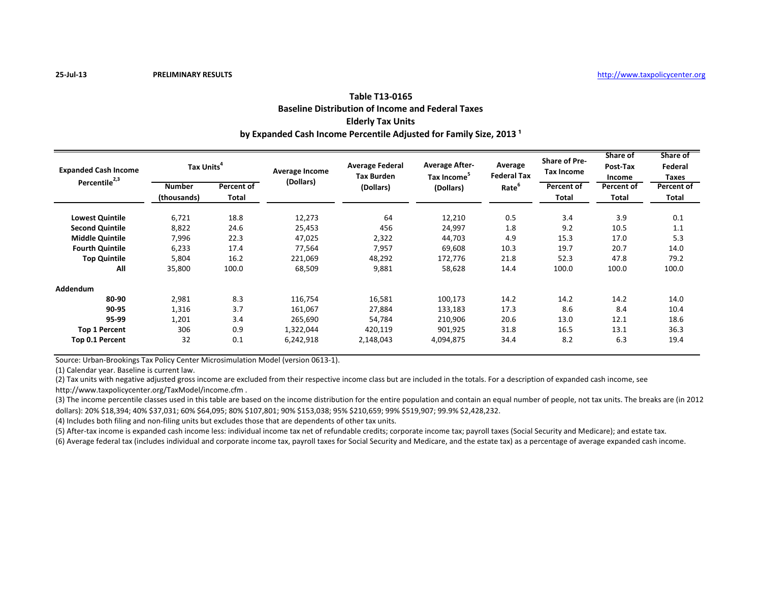25-Jul-13 PRELIMINARY RESULTS http://www.taxpolicycenter.org

# Table T13-0165
## Baseline Distribution of Income and Federal Taxes
## Elderly Tax Units
## by Expanded Cash Income Percentile Adjusted for Family Size, 2013 [1]

| Expanded Cash Income Percentile[2,3] | Tax Units[4] | | Average Income (Dollars) | Average Federal Tax Burden (Dollars) | Average After-Tax Income[5] (Dollars) | Average Federal Tax Rate[6] | Share of Pre-Tax Income | Share of Post-Tax Income | Share of Federal Taxes |
|---|---|---|---|---|---|---|---|---|---|
| | Number (thousands) | Percent of Total | | | | | Percent of Total | Percent of Total | Percent of Total |
| Lowest Quintile | 6,721 | 18.8 | 12,273 | 64 | 12,210 | 0.5 | 3.4 | 3.9 | 0.1 |
| Second Quintile | 8,822 | 24.6 | 25,453 | 456 | 24,997 | 1.8 | 9.2 | 10.5 | 1.1 |
| Middle Quintile | 7,996 | 22.3 | 47,025 | 2,322 | 44,703 | 4.9 | 15.3 | 17.0 | 5.3 |
| Fourth Quintile | 6,233 | 17.4 | 77,564 | 7,957 | 69,608 | 10.3 | 19.7 | 20.7 | 14.0 |
| Top Quintile | 5,804 | 16.2 | 221,069 | 48,292 | 172,776 | 21.8 | 52.3 | 47.8 | 79.2 |
| All | 35,800 | 100.0 | 68,509 | 9,881 | 58,628 | 14.4 | 100.0 | 100.0 | 100.0 |
| **Addendum** | | | | | | | | | |
| 80-90 | 2,981 | 8.3 | 116,754 | 16,581 | 100,173 | 14.2 | 14.2 | 14.2 | 14.0 |
| 90-95 | 1,316 | 3.7 | 161,067 | 27,884 | 133,183 | 17.3 | 8.6 | 8.4 | 10.4 |
| 95-99 | 1,201 | 3.4 | 265,690 | 54,784 | 210,906 | 20.6 | 13.0 | 12.1 | 18.6 |
| Top 1 Percent | 306 | 0.9 | 1,322,044 | 420,119 | 901,925 | 31.8 | 16.5 | 13.1 | 36.3 |
| Top 0.1 Percent | 32 | 0.1 | 6,242,918 | 2,148,043 | 4,094,875 | 34.4 | 8.2 | 6.3 | 19.4 |

Source: Urban-Brookings Tax Policy Center Microsimulation Model (version 0613-1).

(1) Calendar year. Baseline is current law.

(2) Tax units with negative adjusted gross income are excluded from their respective income class but are included in the totals. For a description of expanded cash income, see http://www.taxpolicycenter.org/TaxModel/income.cfm .

(3) The income percentile classes used in this table are based on the income distribution for the entire population and contain an equal number of people, not tax units. The breaks are (in 2012 dollars): 20% $18,394; 40% $37,031; 60% $64,095; 80% $107,801; 90% $153,038; 95% $210,659; 99% $519,907; 99.9% $2,428,232.

(4) Includes both filing and non-filing units but excludes those that are dependents of other tax units.

(5) After-tax income is expanded cash income less: individual income tax net of refundable credits; corporate income tax; payroll taxes (Social Security and Medicare); and estate tax.

(6) Average federal tax (includes individual and corporate income tax, payroll taxes for Social Security and Medicare, and the estate tax) as a percentage of average expanded cash income.